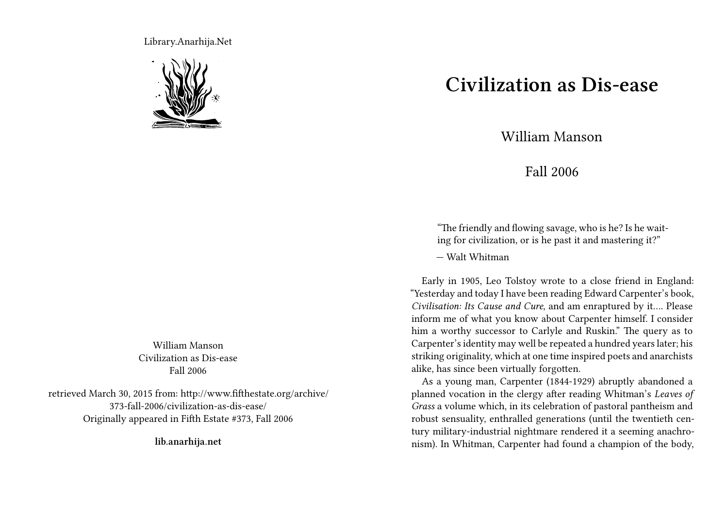Library.Anarhija.Net

William Manson
Civilization as Dis-ease
Fall 2006

retrieved March 30, 2015 from: http://www.fifthestate.org/archive/373-fall-2006/civilization-as-dis-ease/
Originally appeared in Fifth Estate #373, Fall 2006

**lib.anarhija.net**

# Civilization as Dis-ease

William Manson

Fall 2006

> "The friendly and flowing savage, who is he? Is he waiting for civilization, or is he past it and mastering it?"
>
> — Walt Whitman

Early in 1905, Leo Tolstoy wrote to a close friend in England: "Yesterday and today I have been reading Edward Carpenter's book, *Civilisation: Its Cause and Cure*, and am enraptured by it.... Please inform me of what you know about Carpenter himself. I consider him a worthy successor to Carlyle and Ruskin." The query as to Carpenter's identity may well be repeated a hundred years later; his striking originality, which at one time inspired poets and anarchists alike, has since been virtually forgotten.

As a young man, Carpenter (1844-1929) abruptly abandoned a planned vocation in the clergy after reading Whitman's *Leaves of Grass* a volume which, in its celebration of pastoral pantheism and robust sensuality, enthralled generations (until the twentieth century military-industrial nightmare rendered it a seeming anachronism). In Whitman, Carpenter had found a champion of the body,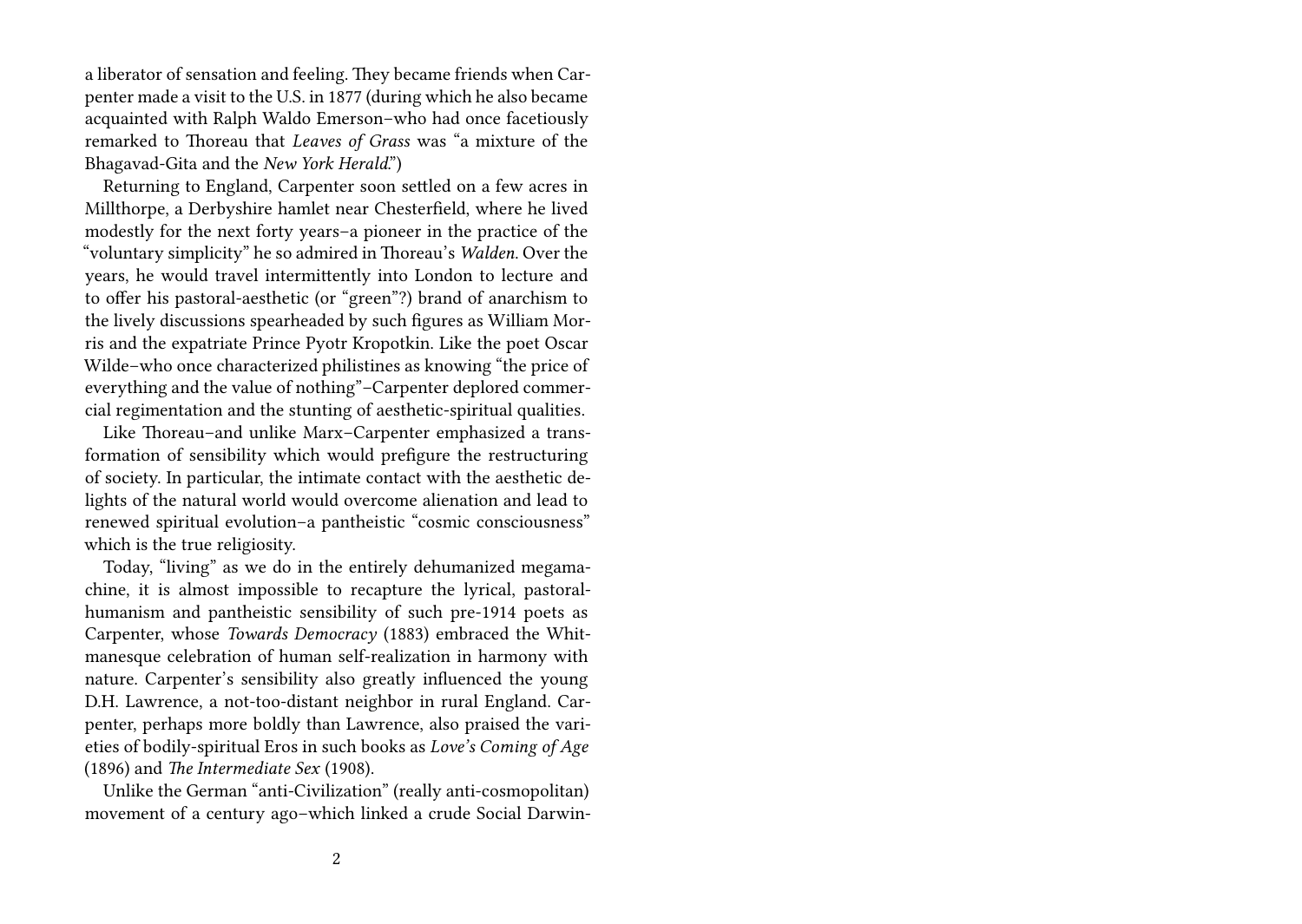a liberator of sensation and feeling. They became friends when Carpenter made a visit to the U.S. in 1877 (during which he also became acquainted with Ralph Waldo Emerson–who had once facetiously remarked to Thoreau that *Leaves of Grass* was "a mixture of the Bhagavad-Gita and the *New York Herald*.")

Returning to England, Carpenter soon settled on a few acres in Millthorpe, a Derbyshire hamlet near Chesterfield, where he lived modestly for the next forty years–a pioneer in the practice of the "voluntary simplicity" he so admired in Thoreau's *Walden*. Over the years, he would travel intermittently into London to lecture and to offer his pastoral-aesthetic (or "green"?) brand of anarchism to the lively discussions spearheaded by such figures as William Morris and the expatriate Prince Pyotr Kropotkin. Like the poet Oscar Wilde–who once characterized philistines as knowing "the price of everything and the value of nothing"–Carpenter deplored commercial regimentation and the stunting of aesthetic-spiritual qualities.

Like Thoreau–and unlike Marx–Carpenter emphasized a transformation of sensibility which would prefigure the restructuring of society. In particular, the intimate contact with the aesthetic delights of the natural world would overcome alienation and lead to renewed spiritual evolution–a pantheistic "cosmic consciousness" which is the true religiosity.

Today, "living" as we do in the entirely dehumanized megamachine, it is almost impossible to recapture the lyrical, pastoral-humanism and pantheistic sensibility of such pre-1914 poets as Carpenter, whose *Towards Democracy* (1883) embraced the Whitmanesque celebration of human self-realization in harmony with nature. Carpenter's sensibility also greatly influenced the young D.H. Lawrence, a not-too-distant neighbor in rural England. Carpenter, perhaps more boldly than Lawrence, also praised the varieties of bodily-spiritual Eros in such books as *Love's Coming of Age* (1896) and *The Intermediate Sex* (1908).

Unlike the German "anti-Civilization" (really anti-cosmopolitan) movement of a century ago–which linked a crude Social Darwin-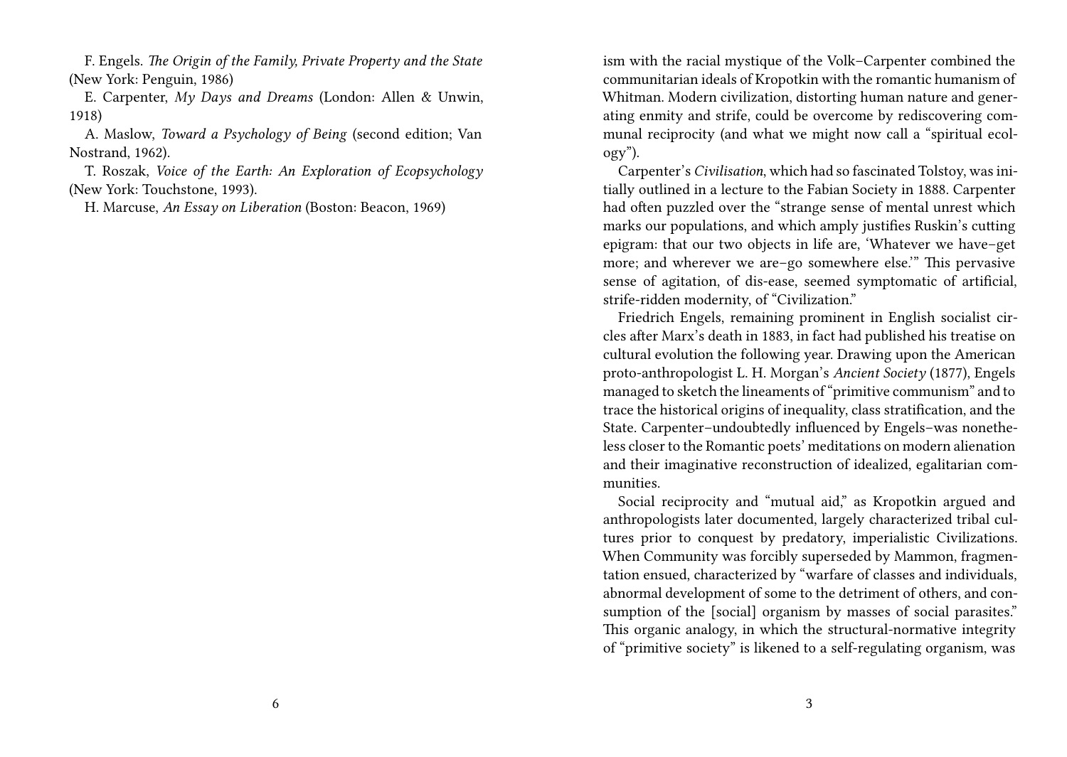F. Engels. *The Origin of the Family, Private Property and the State* (New York: Penguin, 1986)

E. Carpenter, *My Days and Dreams* (London: Allen & Unwin, 1918)

A. Maslow, *Toward a Psychology of Being* (second edition; Van Nostrand, 1962).

T. Roszak, *Voice of the Earth: An Exploration of Ecopsychology* (New York: Touchstone, 1993).

H. Marcuse, *An Essay on Liberation* (Boston: Beacon, 1969)

ism with the racial mystique of the Volk–Carpenter combined the communitarian ideals of Kropotkin with the romantic humanism of Whitman. Modern civilization, distorting human nature and generating enmity and strife, could be overcome by rediscovering communal reciprocity (and what we might now call a "spiritual ecology").

Carpenter's *Civilisation*, which had so fascinated Tolstoy, was initially outlined in a lecture to the Fabian Society in 1888. Carpenter had often puzzled over the "strange sense of mental unrest which marks our populations, and which amply justifies Ruskin's cutting epigram: that our two objects in life are, 'Whatever we have–get more; and wherever we are–go somewhere else.'" This pervasive sense of agitation, of dis-ease, seemed symptomatic of artificial, strife-ridden modernity, of "Civilization."

Friedrich Engels, remaining prominent in English socialist circles after Marx's death in 1883, in fact had published his treatise on cultural evolution the following year. Drawing upon the American proto-anthropologist L. H. Morgan's *Ancient Society* (1877), Engels managed to sketch the lineaments of "primitive communism" and to trace the historical origins of inequality, class stratification, and the State. Carpenter–undoubtedly influenced by Engels–was nonetheless closer to the Romantic poets' meditations on modern alienation and their imaginative reconstruction of idealized, egalitarian communities.

Social reciprocity and "mutual aid," as Kropotkin argued and anthropologists later documented, largely characterized tribal cultures prior to conquest by predatory, imperialistic Civilizations. When Community was forcibly superseded by Mammon, fragmentation ensued, characterized by "warfare of classes and individuals, abnormal development of some to the detriment of others, and consumption of the [social] organism by masses of social parasites." This organic analogy, in which the structural-normative integrity of "primitive society" is likened to a self-regulating organism, was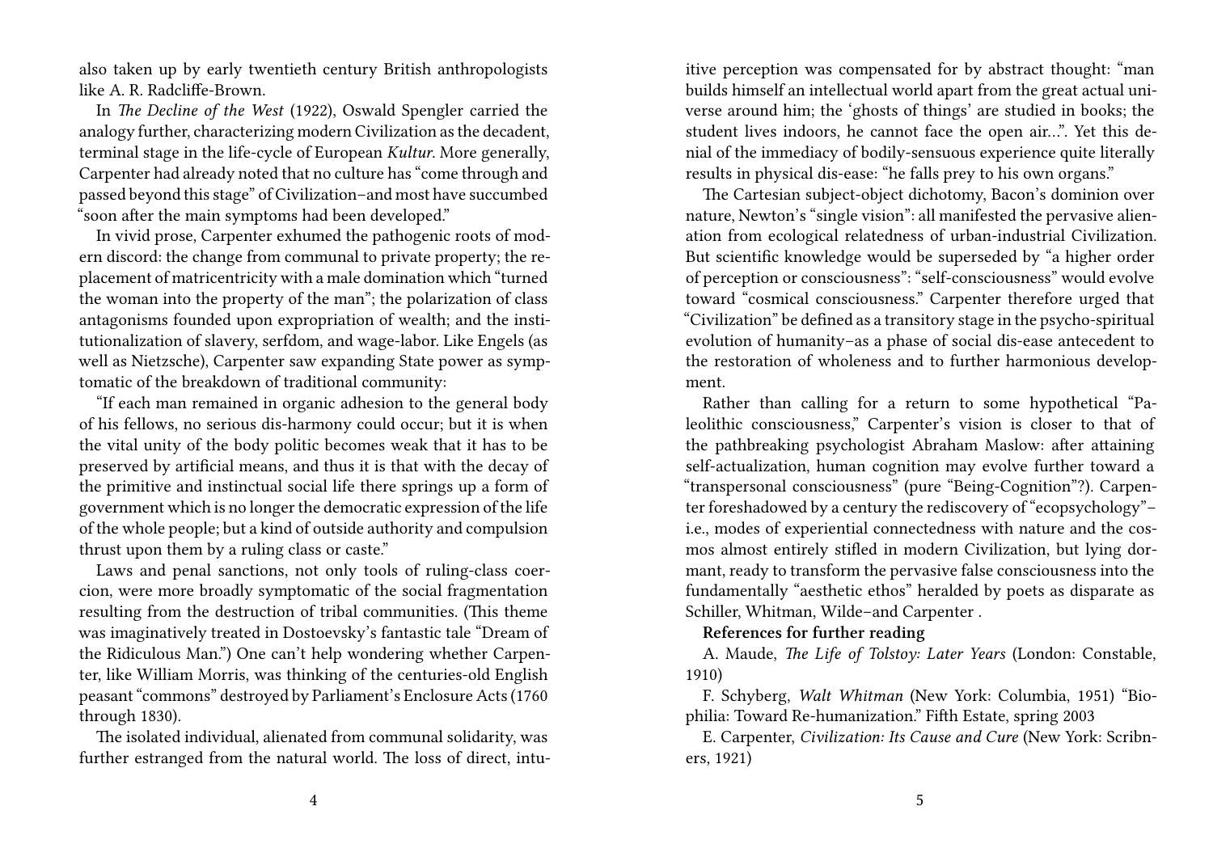also taken up by early twentieth century British anthropologists like A. R. Radcliffe-Brown.

In *The Decline of the West* (1922), Oswald Spengler carried the analogy further, characterizing modern Civilization as the decadent, terminal stage in the life-cycle of European *Kultur*. More generally, Carpenter had already noted that no culture has "come through and passed beyond this stage" of Civilization–and most have succumbed "soon after the main symptoms had been developed."

In vivid prose, Carpenter exhumed the pathogenic roots of modern discord: the change from communal to private property; the replacement of matricentricity with a male domination which "turned the woman into the property of the man"; the polarization of class antagonisms founded upon expropriation of wealth; and the institutionalization of slavery, serfdom, and wage-labor. Like Engels (as well as Nietzsche), Carpenter saw expanding State power as symptomatic of the breakdown of traditional community:

"If each man remained in organic adhesion to the general body of his fellows, no serious dis-harmony could occur; but it is when the vital unity of the body politic becomes weak that it has to be preserved by artificial means, and thus it is that with the decay of the primitive and instinctual social life there springs up a form of government which is no longer the democratic expression of the life of the whole people; but a kind of outside authority and compulsion thrust upon them by a ruling class or caste."

Laws and penal sanctions, not only tools of ruling-class coercion, were more broadly symptomatic of the social fragmentation resulting from the destruction of tribal communities. (This theme was imaginatively treated in Dostoevsky's fantastic tale "Dream of the Ridiculous Man.") One can't help wondering whether Carpenter, like William Morris, was thinking of the centuries-old English peasant "commons" destroyed by Parliament's Enclosure Acts (1760 through 1830).

The isolated individual, alienated from communal solidarity, was further estranged from the natural world. The loss of direct, intuitive perception was compensated for by abstract thought: "man builds himself an intellectual world apart from the great actual universe around him; the 'ghosts of things' are studied in books; the student lives indoors, he cannot face the open air…". Yet this denial of the immediacy of bodily-sensuous experience quite literally results in physical dis-ease: "he falls prey to his own organs."

The Cartesian subject-object dichotomy, Bacon's dominion over nature, Newton's "single vision": all manifested the pervasive alienation from ecological relatedness of urban-industrial Civilization. But scientific knowledge would be superseded by "a higher order of perception or consciousness": "self-consciousness" would evolve toward "cosmical consciousness." Carpenter therefore urged that "Civilization" be defined as a transitory stage in the psycho-spiritual evolution of humanity–as a phase of social dis-ease antecedent to the restoration of wholeness and to further harmonious development.

Rather than calling for a return to some hypothetical "Paleolithic consciousness," Carpenter's vision is closer to that of the pathbreaking psychologist Abraham Maslow: after attaining self-actualization, human cognition may evolve further toward a "transpersonal consciousness" (pure "Being-Cognition"?). Carpenter foreshadowed by a century the rediscovery of "ecopsychology"–i.e., modes of experiential connectedness with nature and the cosmos almost entirely stifled in modern Civilization, but lying dormant, ready to transform the pervasive false consciousness into the fundamentally "aesthetic ethos" heralded by poets as disparate as Schiller, Whitman, Wilde–and Carpenter .

**References for further reading**

A. Maude, *The Life of Tolstoy: Later Years* (London: Constable, 1910)

F. Schyberg, *Walt Whitman* (New York: Columbia, 1951) "Biophilia: Toward Re-humanization." Fifth Estate, spring 2003

E. Carpenter, *Civilization: Its Cause and Cure* (New York: Scribners, 1921)